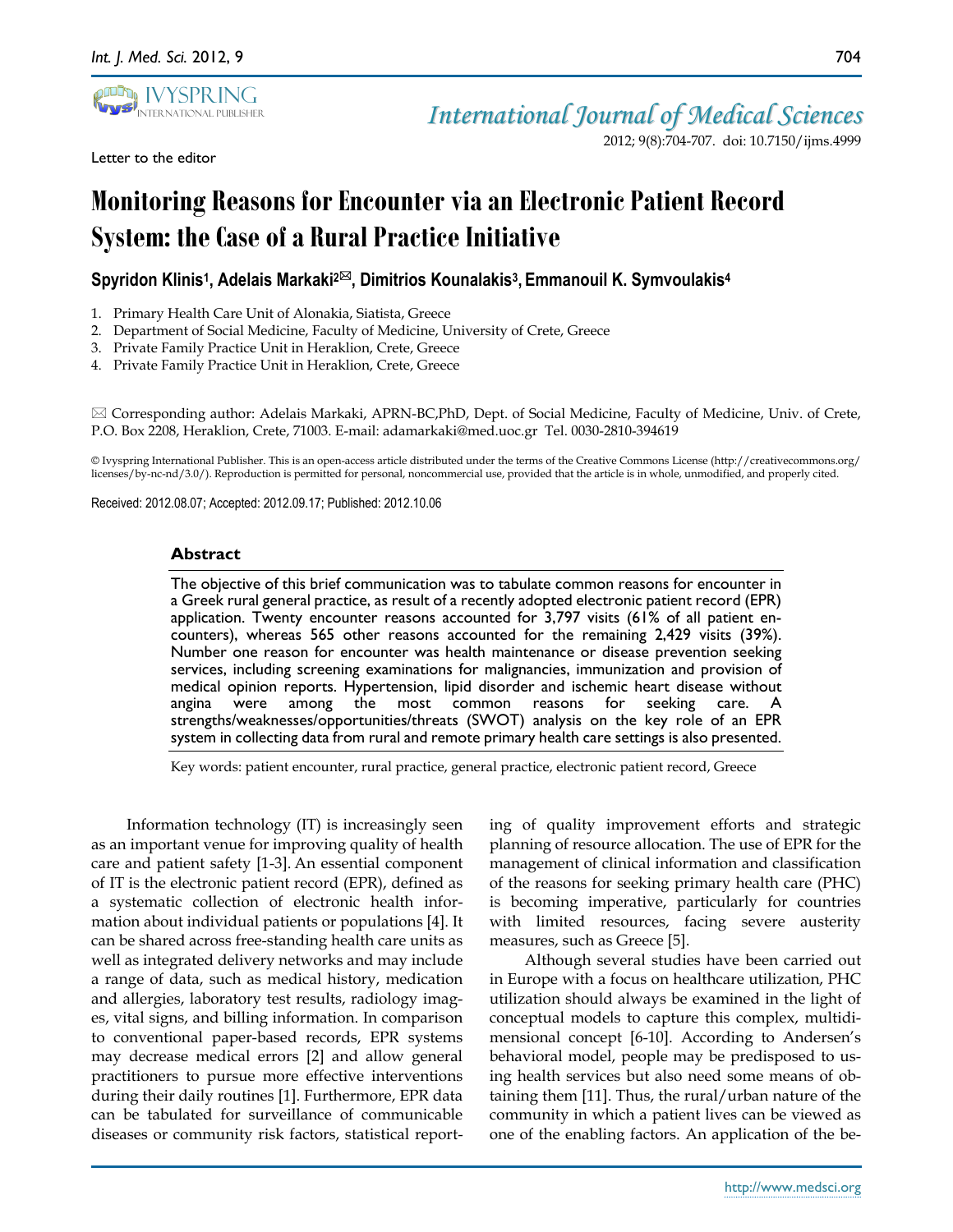Letter to the editor

# Monitoring Reasons for Encounter via an Electronic Patient Record System: the Case of a Rural Practice Initiative

**Spyridon Klinis[1], Adelais Markaki[2]✉, Dimitrios Kounalakis[3], Emmanouil K. Symvoulakis[4]**

1. Primary Health Care Unit of Alonakia, Siatista, Greece
2. Department of Social Medicine, Faculty of Medicine, University of Crete, Greece
3. Private Family Practice Unit in Heraklion, Crete, Greece
4. Private Family Practice Unit in Heraklion, Crete, Greece

✉ Corresponding author: Adelais Markaki, APRN-BC,PhD, Dept. of Social Medicine, Faculty of Medicine, Univ. of Crete, P.O. Box 2208, Heraklion, Crete, 71003. E-mail: adamarkaki@med.uoc.gr Tel. 0030-2810-394619

© Ivyspring International Publisher. This is an open-access article distributed under the terms of the Creative Commons License (http://creativecommons.org/licenses/by-nc-nd/3.0/). Reproduction is permitted for personal, noncommercial use, provided that the article is in whole, unmodified, and properly cited.

Received: 2012.08.07; Accepted: 2012.09.17; Published: 2012.10.06

## Abstract

The objective of this brief communication was to tabulate common reasons for encounter in a Greek rural general practice, as result of a recently adopted electronic patient record (EPR) application. Twenty encounter reasons accounted for 3,797 visits (61% of all patient encounters), whereas 565 other reasons accounted for the remaining 2,429 visits (39%). Number one reason for encounter was health maintenance or disease prevention seeking services, including screening examinations for malignancies, immunization and provision of medical opinion reports. Hypertension, lipid disorder and ischemic heart disease without angina were among the most common reasons for seeking care. A strengths/weaknesses/opportunities/threats (SWOT) analysis on the key role of an EPR system in collecting data from rural and remote primary health care settings is also presented.

Key words: patient encounter, rural practice, general practice, electronic patient record, Greece

Information technology (IT) is increasingly seen as an important venue for improving quality of health care and patient safety [1-3]. An essential component of IT is the electronic patient record (EPR), defined as a systematic collection of electronic health information about individual patients or populations [4]. It can be shared across free-standing health care units as well as integrated delivery networks and may include a range of data, such as medical history, medication and allergies, laboratory test results, radiology images, vital signs, and billing information. In comparison to conventional paper-based records, EPR systems may decrease medical errors [2] and allow general practitioners to pursue more effective interventions during their daily routines [1]. Furthermore, EPR data can be tabulated for surveillance of communicable diseases or community risk factors, statistical reporting of quality improvement efforts and strategic planning of resource allocation. The use of EPR for the management of clinical information and classification of the reasons for seeking primary health care (PHC) is becoming imperative, particularly for countries with limited resources, facing severe austerity measures, such as Greece [5].

Although several studies have been carried out in Europe with a focus on healthcare utilization, PHC utilization should always be examined in the light of conceptual models to capture this complex, multidimensional concept [6-10]. According to Andersen's behavioral model, people may be predisposed to using health services but also need some means of obtaining them [11]. Thus, the rural/urban nature of the community in which a patient lives can be viewed as one of the enabling factors. An application of the be-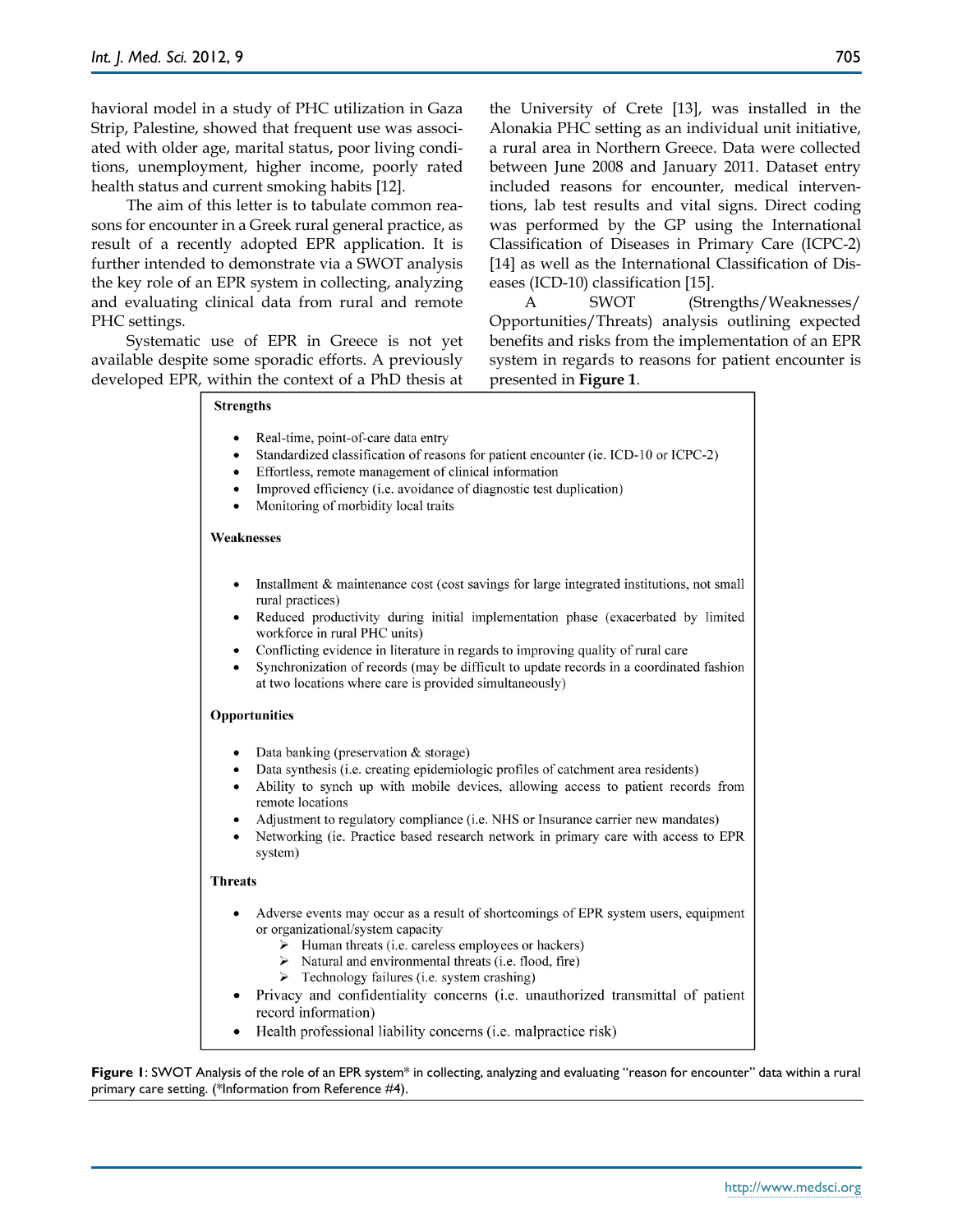havioral model in a study of PHC utilization in Gaza Strip, Palestine, showed that frequent use was associated with older age, marital status, poor living conditions, unemployment, higher income, poorly rated health status and current smoking habits [12].

The aim of this letter is to tabulate common reasons for encounter in a Greek rural general practice, as result of a recently adopted EPR application. It is further intended to demonstrate via a SWOT analysis the key role of an EPR system in collecting, analyzing and evaluating clinical data from rural and remote PHC settings.

Systematic use of EPR in Greece is not yet available despite some sporadic efforts. A previously developed EPR, within the context of a PhD thesis at the University of Crete [13], was installed in the Alonakia PHC setting as an individual unit initiative, a rural area in Northern Greece. Data were collected between June 2008 and January 2011. Dataset entry included reasons for encounter, medical interventions, lab test results and vital signs. Direct coding was performed by the GP using the International Classification of Diseases in Primary Care (ICPC-2) [14] as well as the International Classification of Diseases (ICD-10) classification [15].

A SWOT (Strengths/Weaknesses/Opportunities/Threats) analysis outlining expected benefits and risks from the implementation of an EPR system in regards to reasons for patient encounter is presented in **Figure 1**.

**Strengths**

- Real-time, point-of-care data entry
- Standardized classification of reasons for patient encounter (ie. ICD-10 or ICPC-2)
- Effortless, remote management of clinical information
- Improved efficiency (i.e. avoidance of diagnostic test duplication)
- Monitoring of morbidity local traits

**Weaknesses**

- Installment & maintenance cost (cost savings for large integrated institutions, not small rural practices)
- Reduced productivity during initial implementation phase (exacerbated by limited workforce in rural PHC units)
- Conflicting evidence in literature in regards to improving quality of rural care
- Synchronization of records (may be difficult to update records in a coordinated fashion at two locations where care is provided simultaneously)

**Opportunities**

- Data banking (preservation & storage)
- Data synthesis (i.e. creating epidemiologic profiles of catchment area residents)
- Ability to synch up with mobile devices, allowing access to patient records from remote locations
- Adjustment to regulatory compliance (i.e. NHS or Insurance carrier new mandates)
- Networking (ie. Practice based research network in primary care with access to EPR system)

**Threats**

- Adverse events may occur as a result of shortcomings of EPR system users, equipment or organizational/system capacity
  - Human threats (i.e. careless employees or hackers)
  - Natural and environmental threats (i.e. flood, fire)
  - Technology failures (i.e. system crashing)
- Privacy and confidentiality concerns (i.e. unauthorized transmittal of patient record information)
- Health professional liability concerns (i.e. malpractice risk)

**Figure 1**: SWOT Analysis of the role of an EPR system* in collecting, analyzing and evaluating "reason for encounter" data within a rural primary care setting. (*Information from Reference #4).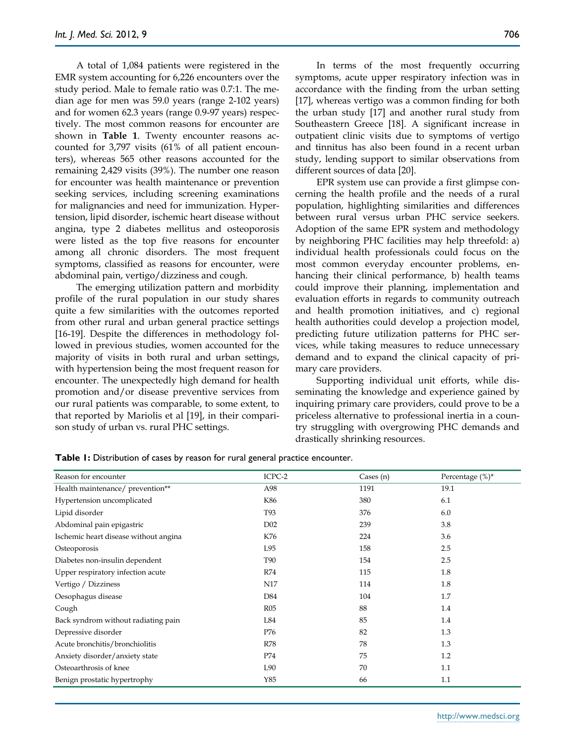A total of 1,084 patients were registered in the EMR system accounting for 6,226 encounters over the study period. Male to female ratio was 0.7:1. The median age for men was 59.0 years (range 2-102 years) and for women 62.3 years (range 0.9-97 years) respectively. The most common reasons for encounter are shown in **Table 1**. Twenty encounter reasons accounted for 3,797 visits (61% of all patient encounters), whereas 565 other reasons accounted for the remaining 2,429 visits (39%). The number one reason for encounter was health maintenance or prevention seeking services, including screening examinations for malignancies and need for immunization. Hypertension, lipid disorder, ischemic heart disease without angina, type 2 diabetes mellitus and osteoporosis were listed as the top five reasons for encounter among all chronic disorders. The most frequent symptoms, classified as reasons for encounter, were abdominal pain, vertigo/dizziness and cough.

The emerging utilization pattern and morbidity profile of the rural population in our study shares quite a few similarities with the outcomes reported from other rural and urban general practice settings [16-19]. Despite the differences in methodology followed in previous studies, women accounted for the majority of visits in both rural and urban settings, with hypertension being the most frequent reason for encounter. The unexpectedly high demand for health promotion and/or disease preventive services from our rural patients was comparable, to some extent, to that reported by Mariolis et al [19], in their comparison study of urban vs. rural PHC settings.

In terms of the most frequently occurring symptoms, acute upper respiratory infection was in accordance with the finding from the urban setting [17], whereas vertigo was a common finding for both the urban study [17] and another rural study from Southeastern Greece [18]. A significant increase in outpatient clinic visits due to symptoms of vertigo and tinnitus has also been found in a recent urban study, lending support to similar observations from different sources of data [20].

EPR system use can provide a first glimpse concerning the health profile and the needs of a rural population, highlighting similarities and differences between rural versus urban PHC service seekers. Adoption of the same EPR system and methodology by neighboring PHC facilities may help threefold: a) individual health professionals could focus on the most common everyday encounter problems, enhancing their clinical performance, b) health teams could improve their planning, implementation and evaluation efforts in regards to community outreach and health promotion initiatives, and c) regional health authorities could develop a projection model, predicting future utilization patterns for PHC services, while taking measures to reduce unnecessary demand and to expand the clinical capacity of primary care providers.

Supporting individual unit efforts, while disseminating the knowledge and experience gained by inquiring primary care providers, could prove to be a priceless alternative to professional inertia in a country struggling with overgrowing PHC demands and drastically shrinking resources.

**Table 1:** Distribution of cases by reason for rural general practice encounter.

| Reason for encounter | ICPC-2 | Cases (n) | Percentage (%)* |
|---|---|---|---|
| Health maintenance/ prevention** | A98 | 1191 | 19.1 |
| Hypertension uncomplicated | K86 | 380 | 6.1 |
| Lipid disorder | T93 | 376 | 6.0 |
| Abdominal pain epigastric | D02 | 239 | 3.8 |
| Ischemic heart disease without angina | K76 | 224 | 3.6 |
| Osteoporosis | L95 | 158 | 2.5 |
| Diabetes non-insulin dependent | T90 | 154 | 2.5 |
| Upper respiratory infection acute | R74 | 115 | 1.8 |
| Vertigo / Dizziness | N17 | 114 | 1.8 |
| Oesophagus disease | D84 | 104 | 1.7 |
| Cough | R05 | 88 | 1.4 |
| Back syndrom without radiating pain | L84 | 85 | 1.4 |
| Depressive disorder | P76 | 82 | 1.3 |
| Acute bronchitis/bronchiolitis | R78 | 78 | 1.3 |
| Anxiety disorder/anxiety state | P74 | 75 | 1.2 |
| Osteoarthrosis of knee | L90 | 70 | 1.1 |
| Benign prostatic hypertrophy | Y85 | 66 | 1.1 |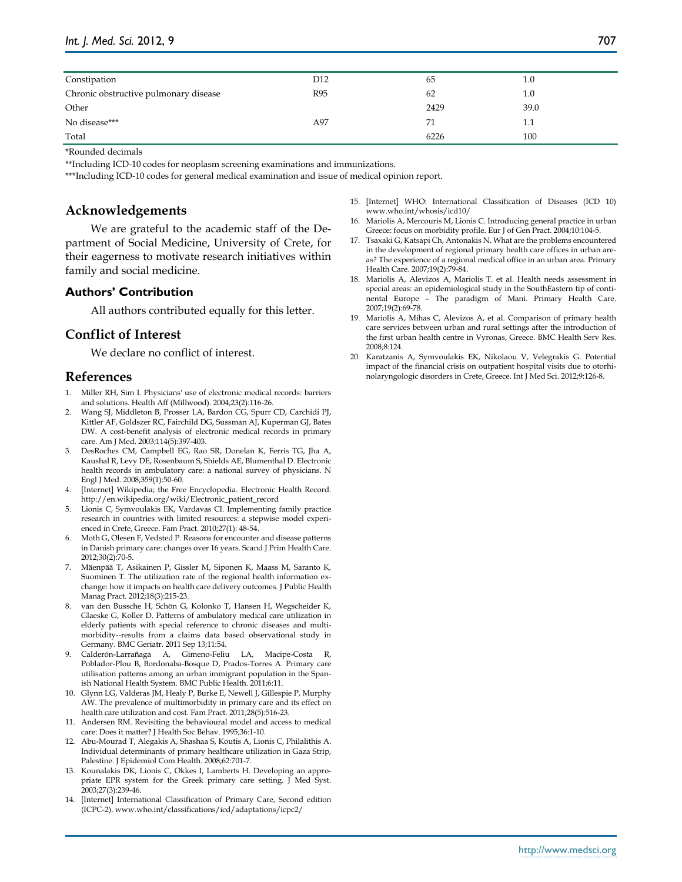| | | | |
|---|---|---|---|
| Constipation | D12 | 65 | 1.0 |
| Chronic obstructive pulmonary disease | R95 | 62 | 1.0 |
| Other | | 2429 | 39.0 |
| No disease*** | A97 | 71 | 1.1 |
| Total | | 6226 | 100 |

*Rounded decimals

**Including ICD-10 codes for neoplasm screening examinations and immunizations.

***Including ICD-10 codes for general medical examination and issue of medical opinion report.

## Acknowledgements

We are grateful to the academic staff of the Department of Social Medicine, University of Crete, for their eagerness to motivate research initiatives within family and social medicine.

### Authors' Contribution

All authors contributed equally for this letter.

## Conflict of Interest

We declare no conflict of interest.

## References

1. Miller RH, Sim I. Physicians' use of electronic medical records: barriers and solutions. Health Aff (Millwood). 2004;23(2):116-26.
2. Wang SJ, Middleton B, Prosser LA, Bardon CG, Spurr CD, Carchidi PJ, Kittler AF, Goldszer RC, Fairchild DG, Sussman AJ, Kuperman GJ, Bates DW. A cost-benefit analysis of electronic medical records in primary care. Am J Med. 2003;114(5):397-403.
3. DesRoches CM, Campbell EG, Rao SR, Donelan K, Ferris TG, Jha A, Kaushal R, Levy DE, Rosenbaum S, Shields AE, Blumenthal D. Electronic health records in ambulatory care: a national survey of physicians. N Engl J Med. 2008;359(1):50-60.
4. [Internet] Wikipedia; the Free Encyclopedia. Electronic Health Record. http://en.wikipedia.org/wiki/Electronic_patient_record
5. Lionis C, Symvoulakis EK, Vardavas CI. Implementing family practice research in countries with limited resources: a stepwise model experienced in Crete, Greece. Fam Pract. 2010;27(1): 48-54.
6. Moth G, Olesen F, Vedsted P. Reasons for encounter and disease patterns in Danish primary care: changes over 16 years. Scand J Prim Health Care. 2012;30(2):70-5.
7. Mäenpää T, Asikainen P, Gissler M, Siponen K, Maass M, Saranto K, Suominen T. The utilization rate of the regional health information exchange: how it impacts on health care delivery outcomes. J Public Health Manag Pract. 2012;18(3):215-23.
8. van den Bussche H, Schön G, Kolonko T, Hansen H, Wegscheider K, Glaeske G, Koller D. Patterns of ambulatory medical care utilization in elderly patients with special reference to chronic diseases and multimorbidity--results from a claims data based observational study in Germany. BMC Geriatr. 2011 Sep 13;11:54.
9. Calderón-Larrañaga A, Gimeno-Feliu LA, Macipe-Costa R, Poblador-Plou B, Bordonaba-Bosque D, Prados-Torres A. Primary care utilisation patterns among an urban immigrant population in the Spanish National Health System. BMC Public Health. 2011;6:11.
10. Glynn LG, Valderas JM, Healy P, Burke E, Newell J, Gillespie P, Murphy AW. The prevalence of multimorbidity in primary care and its effect on health care utilization and cost. Fam Pract. 2011;28(5):516-23.
11. Andersen RM. Revisiting the behavioural model and access to medical care: Does it matter? J Health Soc Behav. 1995;36:1-10.
12. Abu-Mourad T, Alegakis A, Shashaa S, Koutis A, Lionis C, Philalithis A. Individual determinants of primary healthcare utilization in Gaza Strip, Palestine. J Epidemiol Com Health. 2008;62:701-7.
13. Kounalakis DK, Lionis C, Okkes I, Lamberts H. Developing an appropriate EPR system for the Greek primary care setting. J Med Syst. 2003;27(3):239-46.
14. [Internet] International Classification of Primary Care, Second edition (ICPC-2). www.who.int/classifications/icd/adaptations/icpc2/
15. [Internet] WHO: International Classification of Diseases (ICD 10) www.who.int/whosis/icd10/
16. Mariolis A, Mercouris M, Lionis C. Introducing general practice in urban Greece: focus on morbidity profile. Eur J of Gen Pract. 2004;10:104-5.
17. Tsaxaki G, Katsapi Ch, Antonakis N. What are the problems encountered in the development of regional primary health care offices in urban areas? The experience of a regional medical office in an urban area. Primary Health Care. 2007;19(2):79-84.
18. Mariolis A, Alevizos A, Mariolis T. et al. Health needs assessment in special areas: an epidemiological study in the SouthEastern tip of continental Europe – The paradigm of Mani. Primary Health Care. 2007;19(2):69-78.
19. Mariolis A, Mihas C, Alevizos A, et al. Comparison of primary health care services between urban and rural settings after the introduction of the first urban health centre in Vyronas, Greece. BMC Health Serv Res. 2008;8:124.
20. Karatzanis A, Symvoulakis EK, Nikolaou V, Velegrakis G. Potential impact of the financial crisis on outpatient hospital visits due to otorhinolaryngologic disorders in Crete, Greece. Int J Med Sci. 2012;9:126-8.